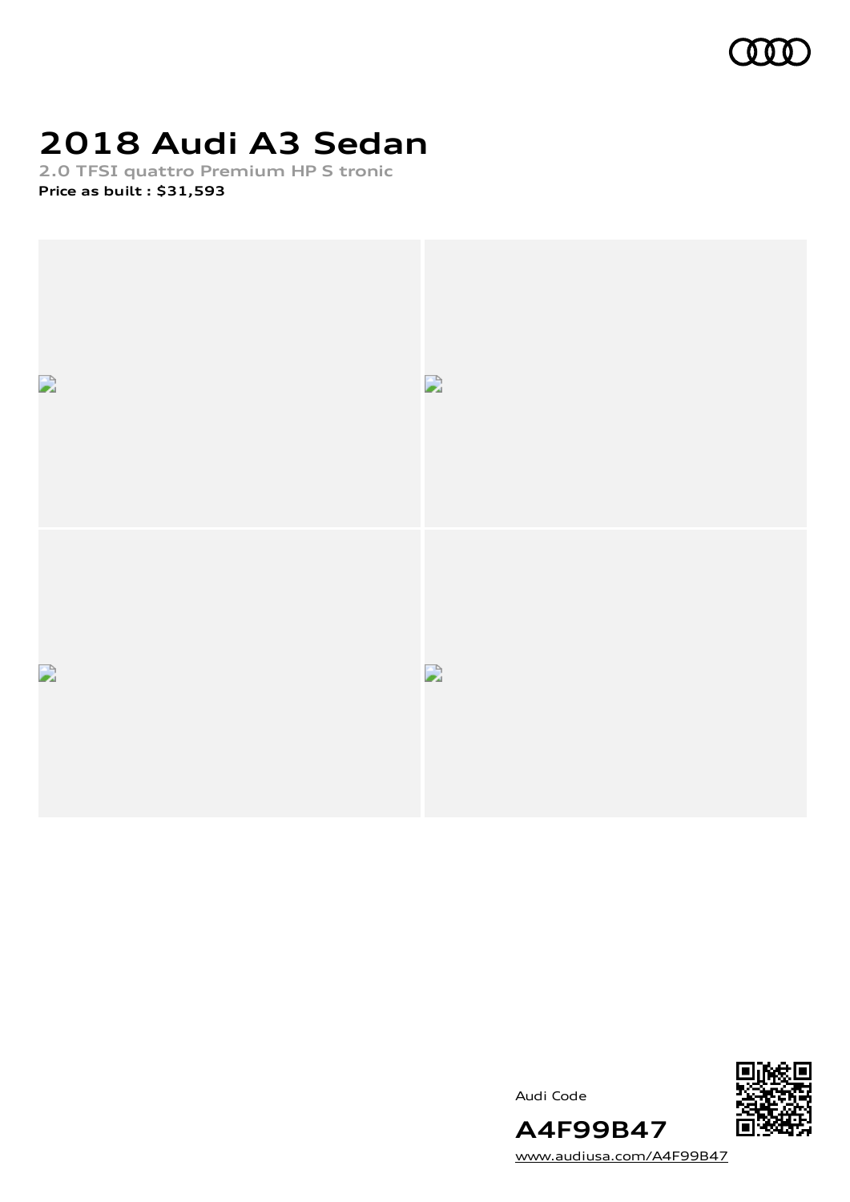# 2018 Audi A3 Sedan

**2.0 TFSI quattro Premium HP S tronic**

**Price as built : $31,593**

Audi Code

**A4F99B47**

www.audiusa.com/A4F99B47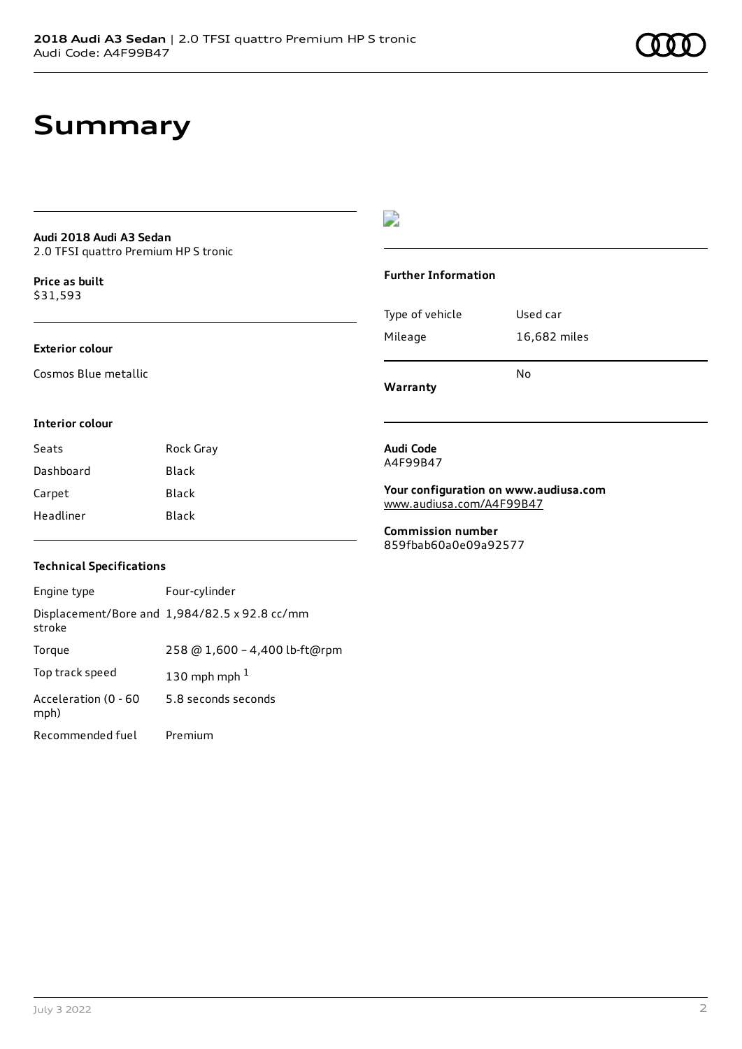# Summary

**Audi 2018 Audi A3 Sedan**
2.0 TFSI quattro Premium HP S tronic

**Price as built**
$31,593

**Exterior colour**

Cosmos Blue metallic

**Interior colour**

| Seats | Rock Gray |
|---|---|
| Dashboard | Black |
| Carpet | Black |
| Headliner | Black |

**Technical Specifications**

| Engine type | Four-cylinder |
|---|---|
| Displacement/Bore and stroke | 1,984/82.5 x 92.8 cc/mm |
| Torque | 258 @ 1,600 – 4,400 lb-ft@rpm |
| Top track speed | 130 mph mph [1] |
| Acceleration (0 - 60 mph) | 5.8 seconds seconds |
| Recommended fuel | Premium |

**Further Information**

| Type of vehicle | Used car |
|---|---|
| Mileage | 16,682 miles |
| **Warranty** | No |

**Audi Code**
A4F99B47

**Your configuration on www.audiusa.com**
www.audiusa.com/A4F99B47

**Commission number**
859fbab60a0e09a92577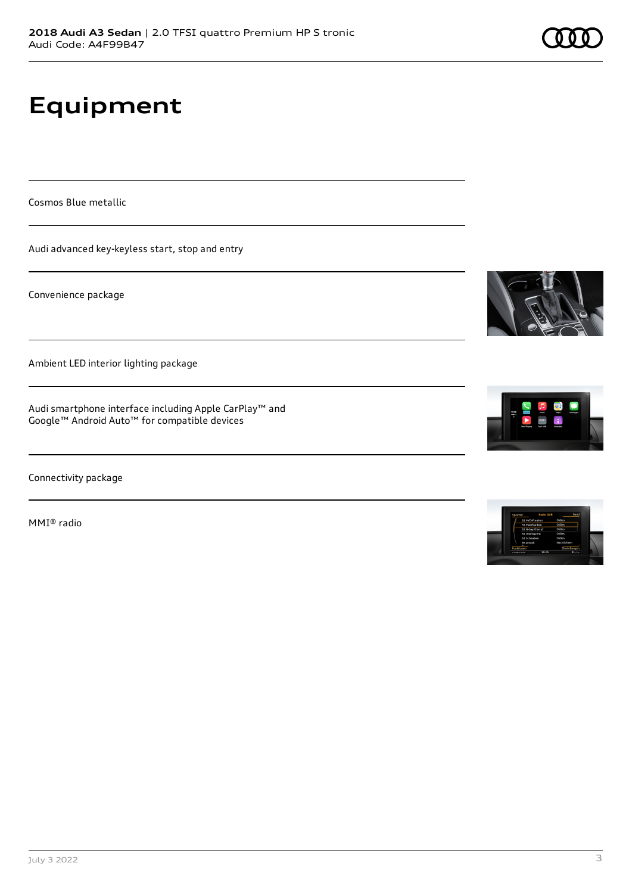# Equipment

Cosmos Blue metallic

Audi advanced key-keyless start, stop and entry

Convenience package

Ambient LED interior lighting package

Audi smartphone interface including Apple CarPlay™ and Google™ Android Auto™ for compatible devices

Connectivity package

MMI® radio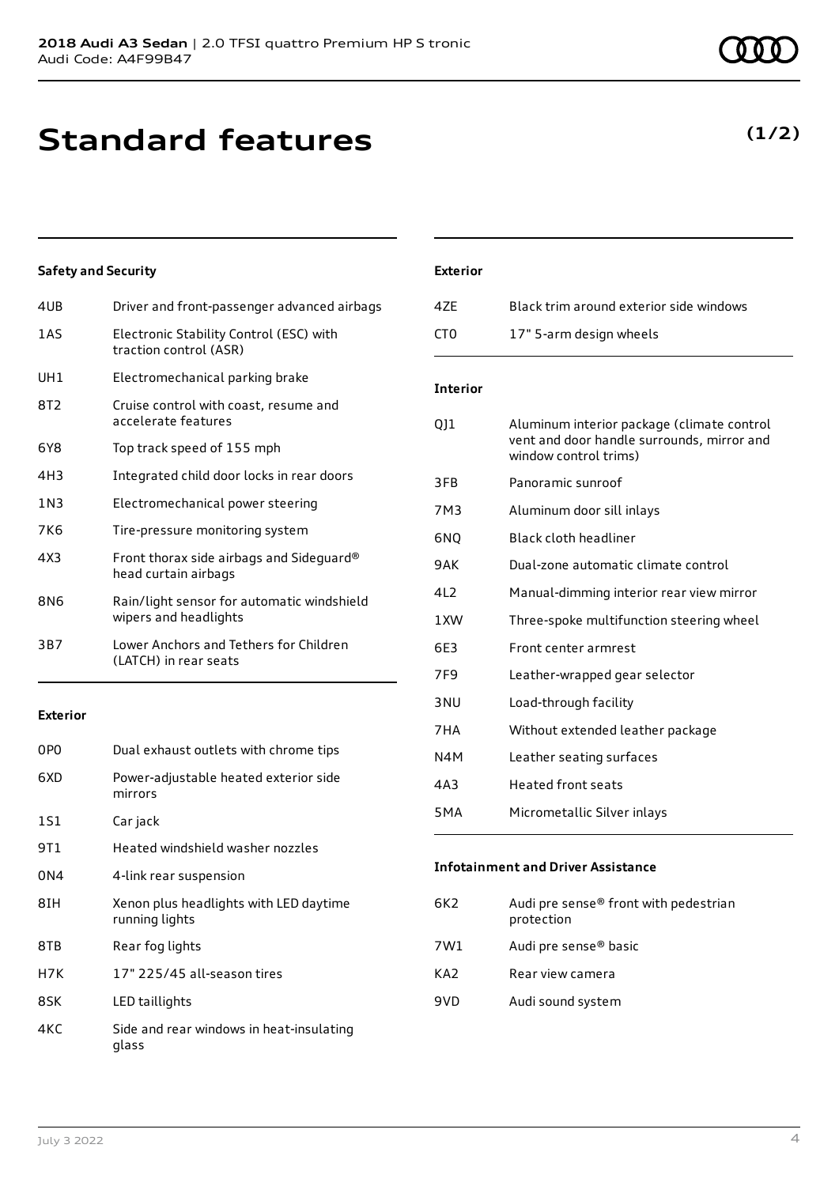# Standard features

**(1/2)**

### Safety and Security

| | |
|---|---|
| 4UB | Driver and front-passenger advanced airbags |
| 1AS | Electronic Stability Control (ESC) with traction control (ASR) |
| UH1 | Electromechanical parking brake |
| 8T2 | Cruise control with coast, resume and accelerate features |
| 6Y8 | Top track speed of 155 mph |
| 4H3 | Integrated child door locks in rear doors |
| 1N3 | Electromechanical power steering |
| 7K6 | Tire-pressure monitoring system |
| 4X3 | Front thorax side airbags and Sideguard® head curtain airbags |
| 8N6 | Rain/light sensor for automatic windshield wipers and headlights |
| 3B7 | Lower Anchors and Tethers for Children (LATCH) in rear seats |

### Exterior

| | |
|---|---|
| 0P0 | Dual exhaust outlets with chrome tips |
| 6XD | Power-adjustable heated exterior side mirrors |
| 1S1 | Car jack |
| 9T1 | Heated windshield washer nozzles |
| 0N4 | 4-link rear suspension |
| 8IH | Xenon plus headlights with LED daytime running lights |
| 8TB | Rear fog lights |
| H7K | 17" 225/45 all-season tires |
| 8SK | LED taillights |
| 4KC | Side and rear windows in heat-insulating glass |

### Exterior

| | |
|---|---|
| 4ZE | Black trim around exterior side windows |
| CT0 | 17" 5-arm design wheels |

### Interior

| | |
|---|---|
| QJ1 | Aluminum interior package (climate control vent and door handle surrounds, mirror and window control trims) |
| 3FB | Panoramic sunroof |
| 7M3 | Aluminum door sill inlays |
| 6NQ | Black cloth headliner |
| 9AK | Dual-zone automatic climate control |
| 4L2 | Manual-dimming interior rear view mirror |
| 1XW | Three-spoke multifunction steering wheel |
| 6E3 | Front center armrest |
| 7F9 | Leather-wrapped gear selector |
| 3NU | Load-through facility |
| 7HA | Without extended leather package |
| N4M | Leather seating surfaces |
| 4A3 | Heated front seats |
| 5MA | Micrometallic Silver inlays |

### Infotainment and Driver Assistance

| | |
|---|---|
| 6K2 | Audi pre sense® front with pedestrian protection |
| 7W1 | Audi pre sense® basic |
| KA2 | Rear view camera |
| 9VD | Audi sound system |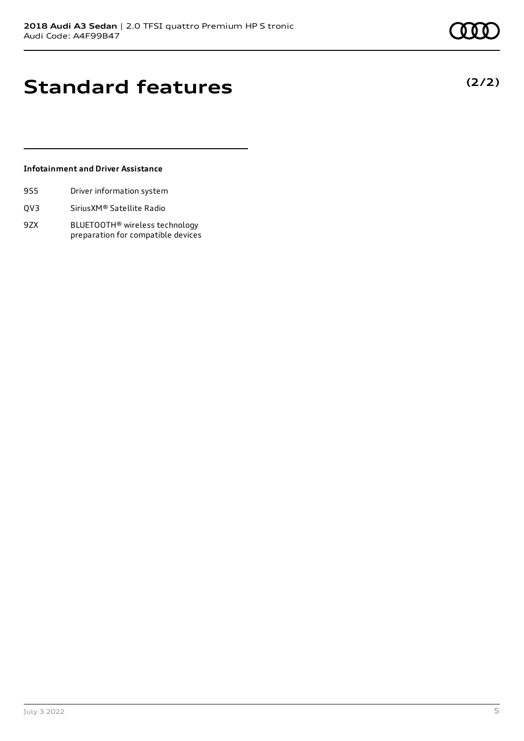# Standard features

**(2/2)**

### Infotainment and Driver Assistance

| | |
|---|---|
| 9S5 | Driver information system |
| QV3 | SiriusXM® Satellite Radio |
| 9ZX | BLUETOOTH® wireless technology preparation for compatible devices |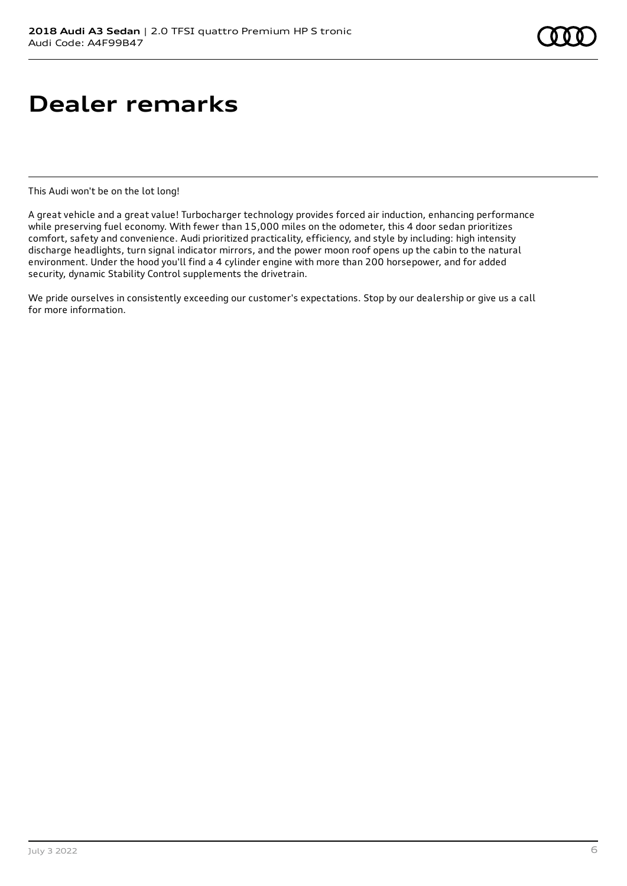# Dealer remarks

This Audi won't be on the lot long!

A great vehicle and a great value! Turbocharger technology provides forced air induction, enhancing performance while preserving fuel economy. With fewer than 15,000 miles on the odometer, this 4 door sedan prioritizes comfort, safety and convenience. Audi prioritized practicality, efficiency, and style by including: high intensity discharge headlights, turn signal indicator mirrors, and the power moon roof opens up the cabin to the natural environment. Under the hood you'll find a 4 cylinder engine with more than 200 horsepower, and for added security, dynamic Stability Control supplements the drivetrain.

We pride ourselves in consistently exceeding our customer's expectations. Stop by our dealership or give us a call for more information.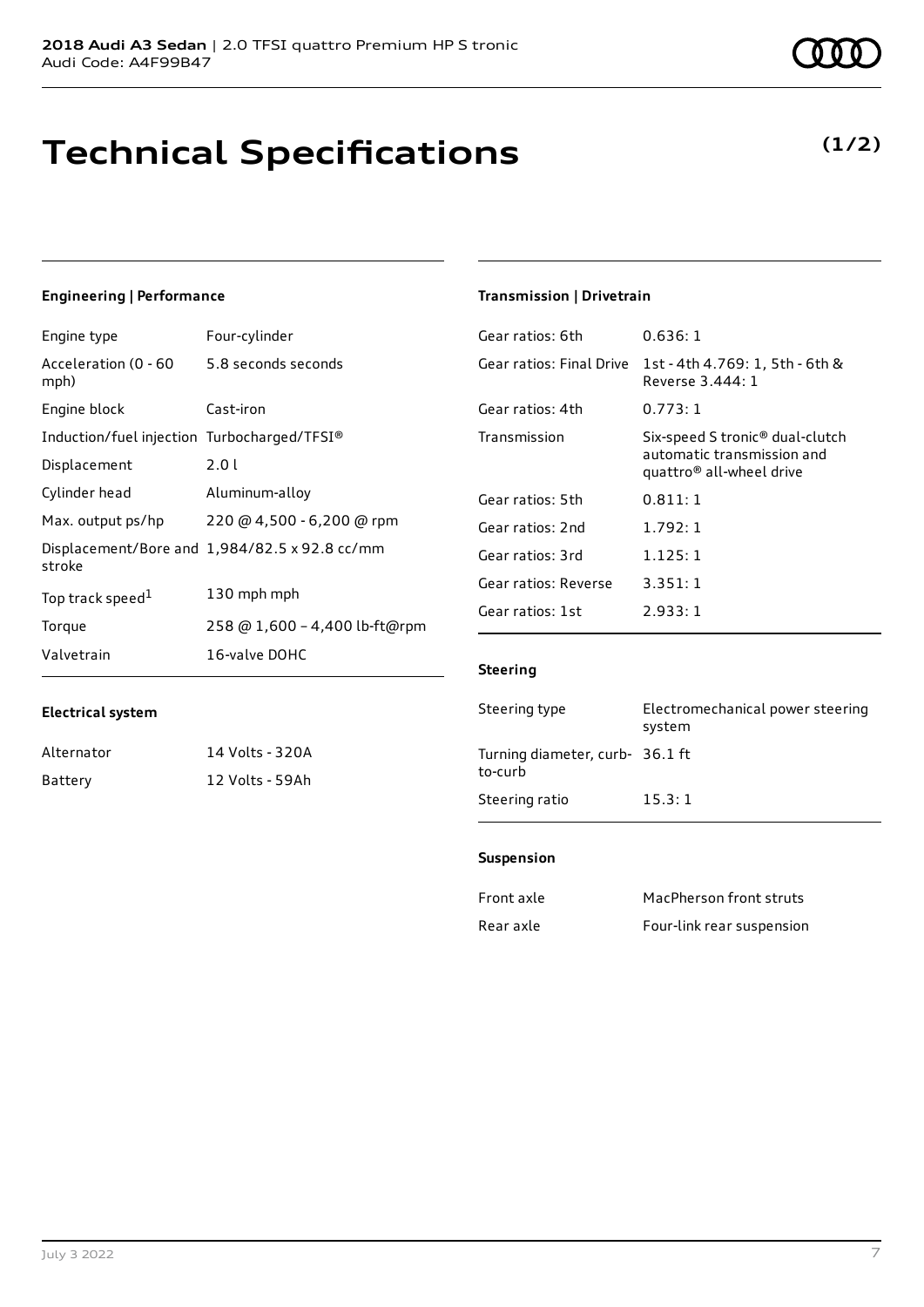**2018 Audi A3 Sedan** | 2.0 TFSI quattro Premium HP S tronic
Audi Code: A4F99B47

# Technical Specifications

**(1/2)**

### Engineering | Performance

| | |
|---|---|
| Engine type | Four-cylinder |
| Acceleration (0 - 60 mph) | 5.8 seconds seconds |
| Engine block | Cast-iron |
| Induction/fuel injection | Turbocharged/TFSI® |
| Displacement | 2.0 l |
| Cylinder head | Aluminum-alloy |
| Max. output ps/hp | 220 @ 4,500 - 6,200 @ rpm |
| Displacement/Bore and stroke | 1,984/82.5 x 92.8 cc/mm |
| Top track speed[1] | 130 mph mph |
| Torque | 258 @ 1,600 – 4,400 lb-ft@rpm |
| Valvetrain | 16-valve DOHC |

### Electrical system

| | |
|---|---|
| Alternator | 14 Volts - 320A |
| Battery | 12 Volts - 59Ah |

### Transmission | Drivetrain

| | |
|---|---|
| Gear ratios: 6th | 0.636: 1 |
| Gear ratios: Final Drive | 1st - 4th 4.769: 1, 5th - 6th & Reverse 3.444: 1 |
| Gear ratios: 4th | 0.773: 1 |
| Transmission | Six-speed S tronic® dual-clutch automatic transmission and quattro® all-wheel drive |
| Gear ratios: 5th | 0.811: 1 |
| Gear ratios: 2nd | 1.792: 1 |
| Gear ratios: 3rd | 1.125: 1 |
| Gear ratios: Reverse | 3.351: 1 |
| Gear ratios: 1st | 2.933: 1 |

### Steering

| | |
|---|---|
| Steering type | Electromechanical power steering system |
| Turning diameter, curb-to-curb | 36.1 ft |
| Steering ratio | 15.3: 1 |

### Suspension

| | |
|---|---|
| Front axle | MacPherson front struts |
| Rear axle | Four-link rear suspension |

July 3 2022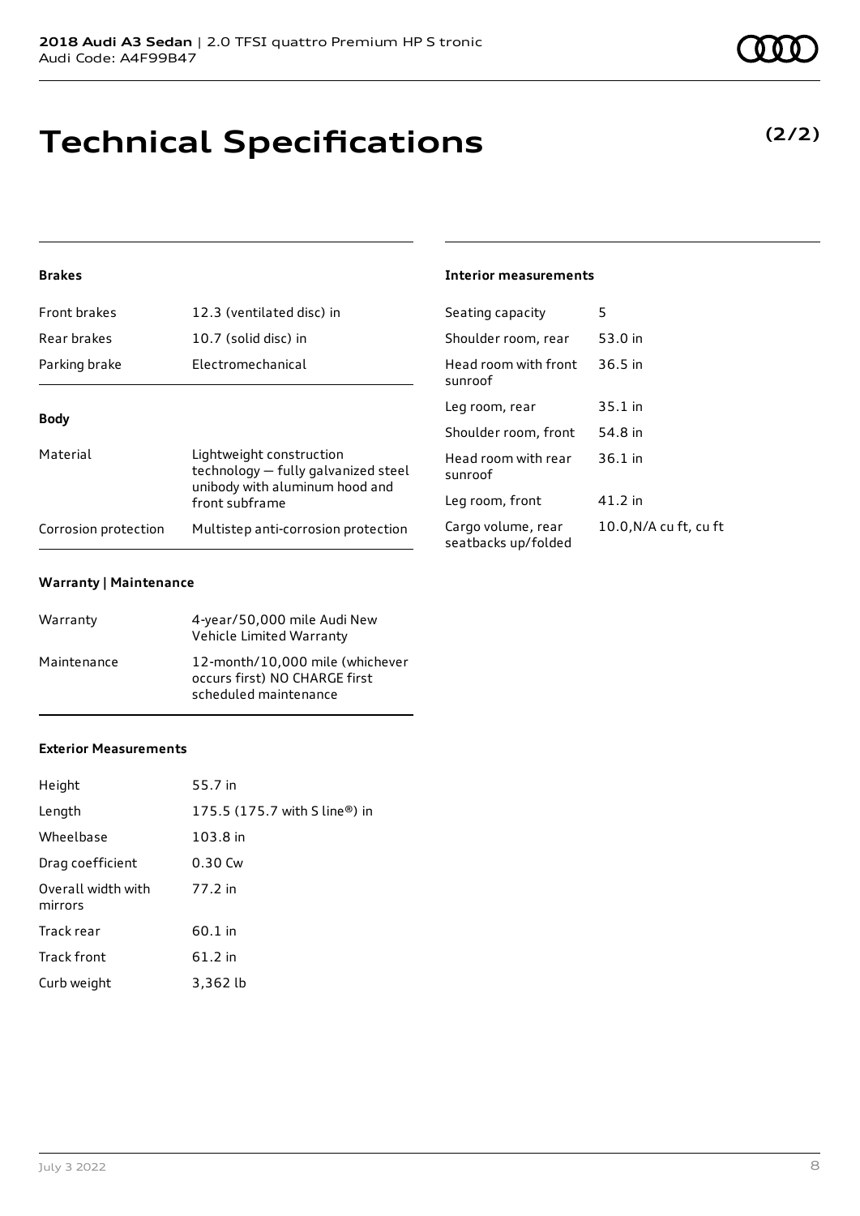# Technical Specifications

**(2/2)**

### Brakes

| | |
|---|---|
| Front brakes | 12.3 (ventilated disc) in |
| Rear brakes | 10.7 (solid disc) in |
| Parking brake | Electromechanical |

### Body

| | |
|---|---|
| Material | Lightweight construction technology — fully galvanized steel unibody with aluminum hood and front subframe |
| Corrosion protection | Multistep anti-corrosion protection |

### Warranty | Maintenance

| | |
|---|---|
| Warranty | 4-year/50,000 mile Audi New Vehicle Limited Warranty |
| Maintenance | 12-month/10,000 mile (whichever occurs first) NO CHARGE first scheduled maintenance |

### Exterior Measurements

| | |
|---|---|
| Height | 55.7 in |
| Length | 175.5 (175.7 with S line®) in |
| Wheelbase | 103.8 in |
| Drag coefficient | 0.30 Cw |
| Overall width with mirrors | 77.2 in |
| Track rear | 60.1 in |
| Track front | 61.2 in |
| Curb weight | 3,362 lb |

### Interior measurements

| | |
|---|---|
| Seating capacity | 5 |
| Shoulder room, rear | 53.0 in |
| Head room with front sunroof | 36.5 in |
| Leg room, rear | 35.1 in |
| Shoulder room, front | 54.8 in |
| Head room with rear sunroof | 36.1 in |
| Leg room, front | 41.2 in |
| Cargo volume, rear seatbacks up/folded | 10.0,N/A cu ft, cu ft |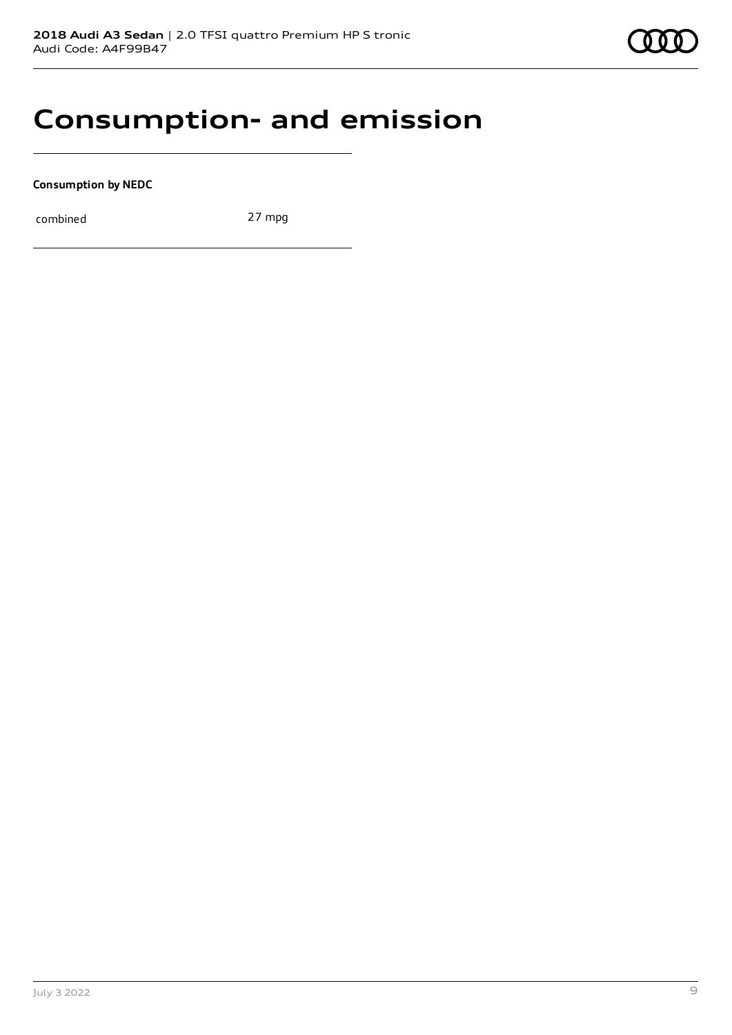# Consumption- and emission

**Consumption by NEDC**

| | |
|---|---|
| combined | 27 mpg |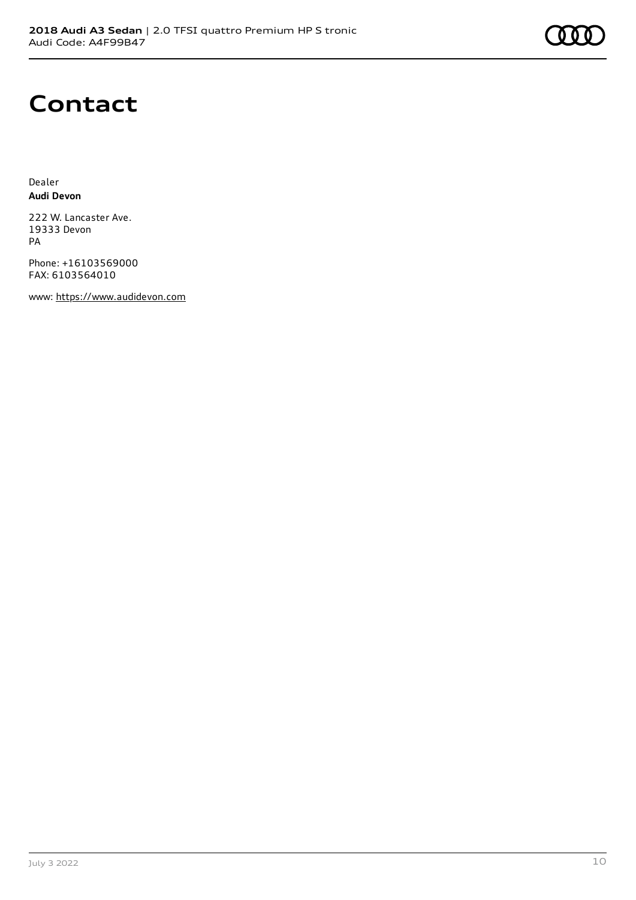# Contact

Dealer
**Audi Devon**

222 W. Lancaster Ave.
19333 Devon
PA

Phone: +16103569000
FAX: 6103564010

www: https://www.audidevon.com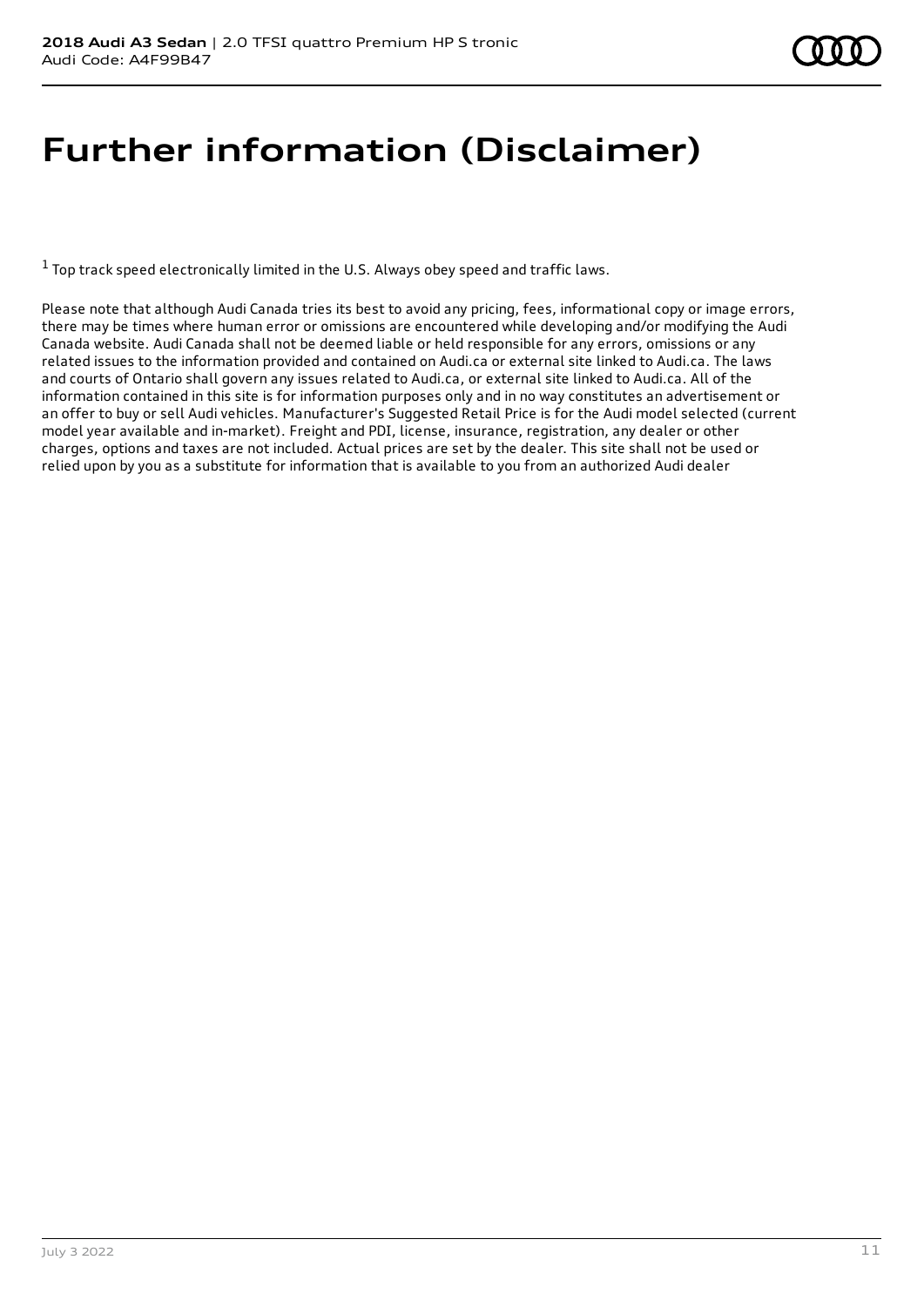# Further information (Disclaimer)

[1] Top track speed electronically limited in the U.S. Always obey speed and traffic laws.

Please note that although Audi Canada tries its best to avoid any pricing, fees, informational copy or image errors, there may be times where human error or omissions are encountered while developing and/or modifying the Audi Canada website. Audi Canada shall not be deemed liable or held responsible for any errors, omissions or any related issues to the information provided and contained on Audi.ca or external site linked to Audi.ca. The laws and courts of Ontario shall govern any issues related to Audi.ca, or external site linked to Audi.ca. All of the information contained in this site is for information purposes only and in no way constitutes an advertisement or an offer to buy or sell Audi vehicles. Manufacturer's Suggested Retail Price is for the Audi model selected (current model year available and in-market). Freight and PDI, license, insurance, registration, any dealer or other charges, options and taxes are not included. Actual prices are set by the dealer. This site shall not be used or relied upon by you as a substitute for information that is available to you from an authorized Audi dealer